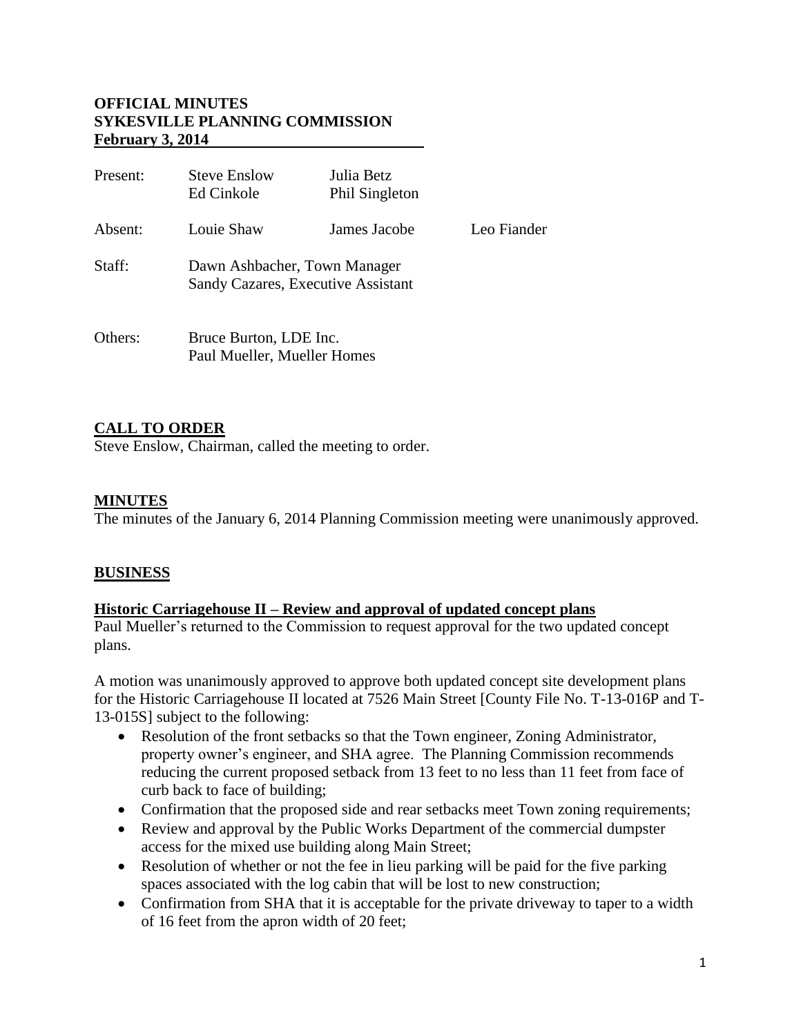**OFFICIAL MINUTES**
**SYKESVILLE PLANNING COMMISSION**
**February 3, 2014**

| | | | |
|---|---|---|---|
| Present: | Steve Enslow<br>Ed Cinkole | Julia Betz<br>Phil Singleton | |
| Absent: | Louie Shaw | James Jacobe | Leo Fiander |
| Staff: | Dawn Ashbacher, Town Manager<br>Sandy Cazares, Executive Assistant | | |
| Others: | Bruce Burton, LDE Inc.<br>Paul Mueller, Mueller Homes | | |

## CALL TO ORDER

Steve Enslow, Chairman, called the meeting to order.

## MINUTES

The minutes of the January 6, 2014 Planning Commission meeting were unanimously approved.

## BUSINESS

### Historic Carriagehouse II – Review and approval of updated concept plans

Paul Mueller's returned to the Commission to request approval for the two updated concept plans.

A motion was unanimously approved to approve both updated concept site development plans for the Historic Carriagehouse II located at 7526 Main Street [County File No. T-13-016P and T-13-015S] subject to the following:

- Resolution of the front setbacks so that the Town engineer, Zoning Administrator, property owner's engineer, and SHA agree. The Planning Commission recommends reducing the current proposed setback from 13 feet to no less than 11 feet from face of curb back to face of building;
- Confirmation that the proposed side and rear setbacks meet Town zoning requirements;
- Review and approval by the Public Works Department of the commercial dumpster access for the mixed use building along Main Street;
- Resolution of whether or not the fee in lieu parking will be paid for the five parking spaces associated with the log cabin that will be lost to new construction;
- Confirmation from SHA that it is acceptable for the private driveway to taper to a width of 16 feet from the apron width of 20 feet;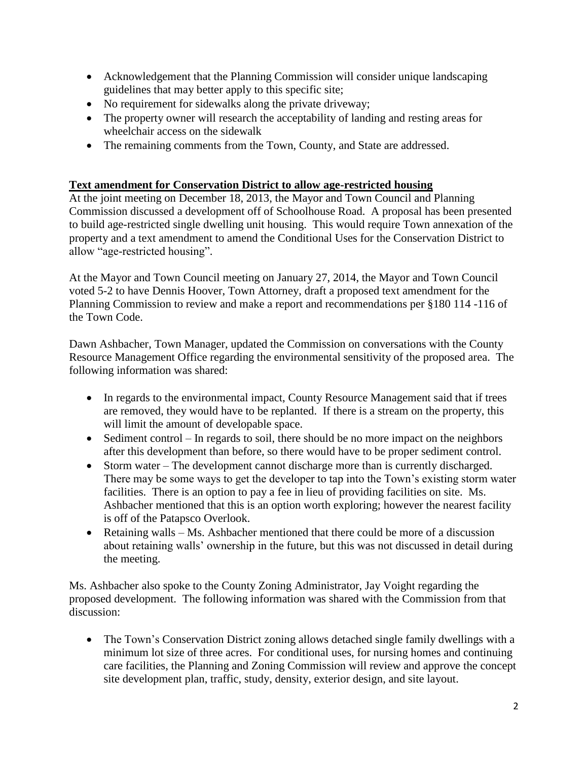- Acknowledgement that the Planning Commission will consider unique landscaping guidelines that may better apply to this specific site;
- No requirement for sidewalks along the private driveway;
- The property owner will research the acceptability of landing and resting areas for wheelchair access on the sidewalk
- The remaining comments from the Town, County, and State are addressed.

**Text amendment for Conservation District to allow age-restricted housing**

At the joint meeting on December 18, 2013, the Mayor and Town Council and Planning Commission discussed a development off of Schoolhouse Road. A proposal has been presented to build age-restricted single dwelling unit housing. This would require Town annexation of the property and a text amendment to amend the Conditional Uses for the Conservation District to allow "age-restricted housing".

At the Mayor and Town Council meeting on January 27, 2014, the Mayor and Town Council voted 5-2 to have Dennis Hoover, Town Attorney, draft a proposed text amendment for the Planning Commission to review and make a report and recommendations per §180 114 -116 of the Town Code.

Dawn Ashbacher, Town Manager, updated the Commission on conversations with the County Resource Management Office regarding the environmental sensitivity of the proposed area. The following information was shared:

- In regards to the environmental impact, County Resource Management said that if trees are removed, they would have to be replanted. If there is a stream on the property, this will limit the amount of developable space.
- Sediment control – In regards to soil, there should be no more impact on the neighbors after this development than before, so there would have to be proper sediment control.
- Storm water – The development cannot discharge more than is currently discharged. There may be some ways to get the developer to tap into the Town's existing storm water facilities. There is an option to pay a fee in lieu of providing facilities on site. Ms. Ashbacher mentioned that this is an option worth exploring; however the nearest facility is off of the Patapsco Overlook.
- Retaining walls – Ms. Ashbacher mentioned that there could be more of a discussion about retaining walls' ownership in the future, but this was not discussed in detail during the meeting.

Ms. Ashbacher also spoke to the County Zoning Administrator, Jay Voight regarding the proposed development. The following information was shared with the Commission from that discussion:

- The Town's Conservation District zoning allows detached single family dwellings with a minimum lot size of three acres. For conditional uses, for nursing homes and continuing care facilities, the Planning and Zoning Commission will review and approve the concept site development plan, traffic, study, density, exterior design, and site layout.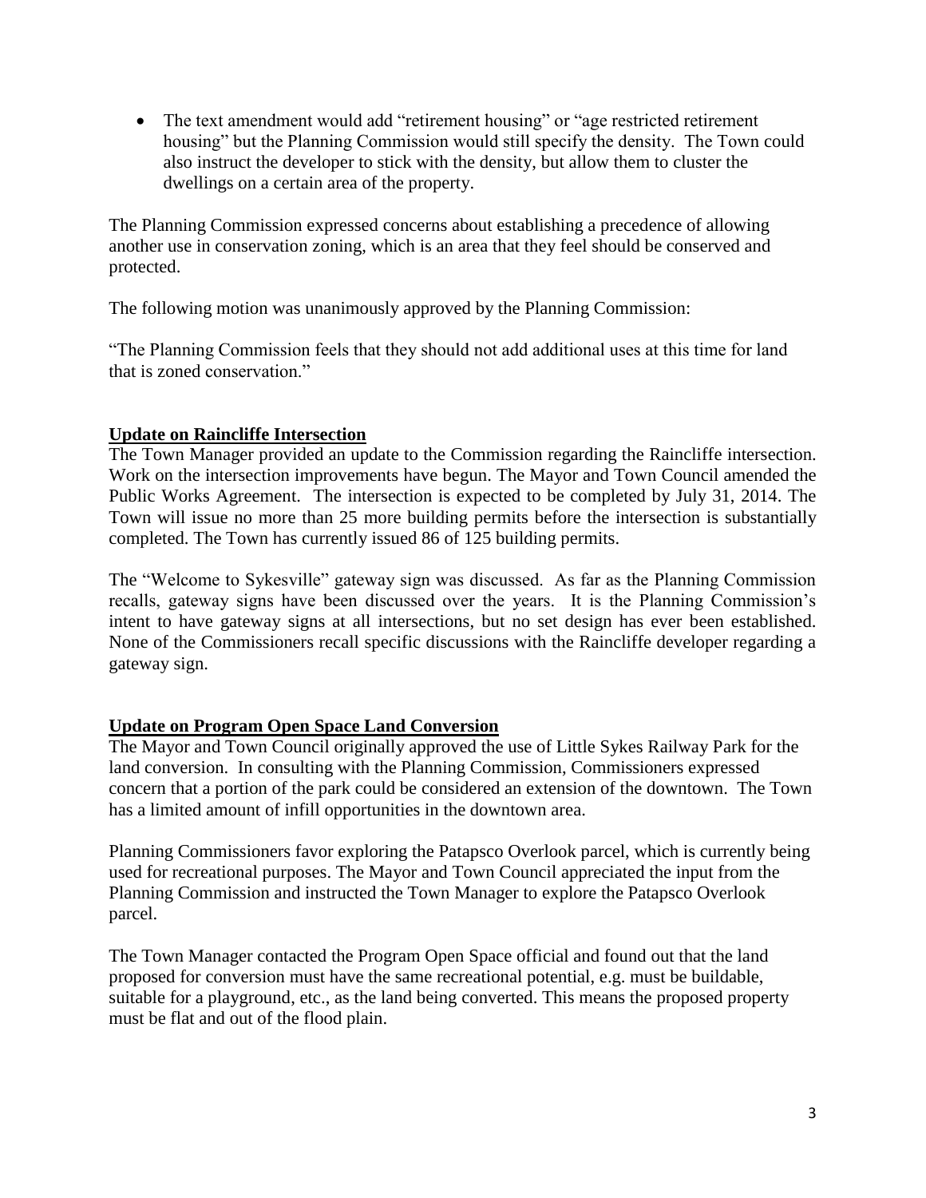- The text amendment would add "retirement housing" or "age restricted retirement housing" but the Planning Commission would still specify the density. The Town could also instruct the developer to stick with the density, but allow them to cluster the dwellings on a certain area of the property.

The Planning Commission expressed concerns about establishing a precedence of allowing another use in conservation zoning, which is an area that they feel should be conserved and protected.

The following motion was unanimously approved by the Planning Commission:

"The Planning Commission feels that they should not add additional uses at this time for land that is zoned conservation."

**Update on Raincliffe Intersection**

The Town Manager provided an update to the Commission regarding the Raincliffe intersection. Work on the intersection improvements have begun. The Mayor and Town Council amended the Public Works Agreement. The intersection is expected to be completed by July 31, 2014. The Town will issue no more than 25 more building permits before the intersection is substantially completed. The Town has currently issued 86 of 125 building permits.

The "Welcome to Sykesville" gateway sign was discussed. As far as the Planning Commission recalls, gateway signs have been discussed over the years. It is the Planning Commission's intent to have gateway signs at all intersections, but no set design has ever been established. None of the Commissioners recall specific discussions with the Raincliffe developer regarding a gateway sign.

**Update on Program Open Space Land Conversion**

The Mayor and Town Council originally approved the use of Little Sykes Railway Park for the land conversion. In consulting with the Planning Commission, Commissioners expressed concern that a portion of the park could be considered an extension of the downtown. The Town has a limited amount of infill opportunities in the downtown area.

Planning Commissioners favor exploring the Patapsco Overlook parcel, which is currently being used for recreational purposes. The Mayor and Town Council appreciated the input from the Planning Commission and instructed the Town Manager to explore the Patapsco Overlook parcel.

The Town Manager contacted the Program Open Space official and found out that the land proposed for conversion must have the same recreational potential, e.g. must be buildable, suitable for a playground, etc., as the land being converted. This means the proposed property must be flat and out of the flood plain.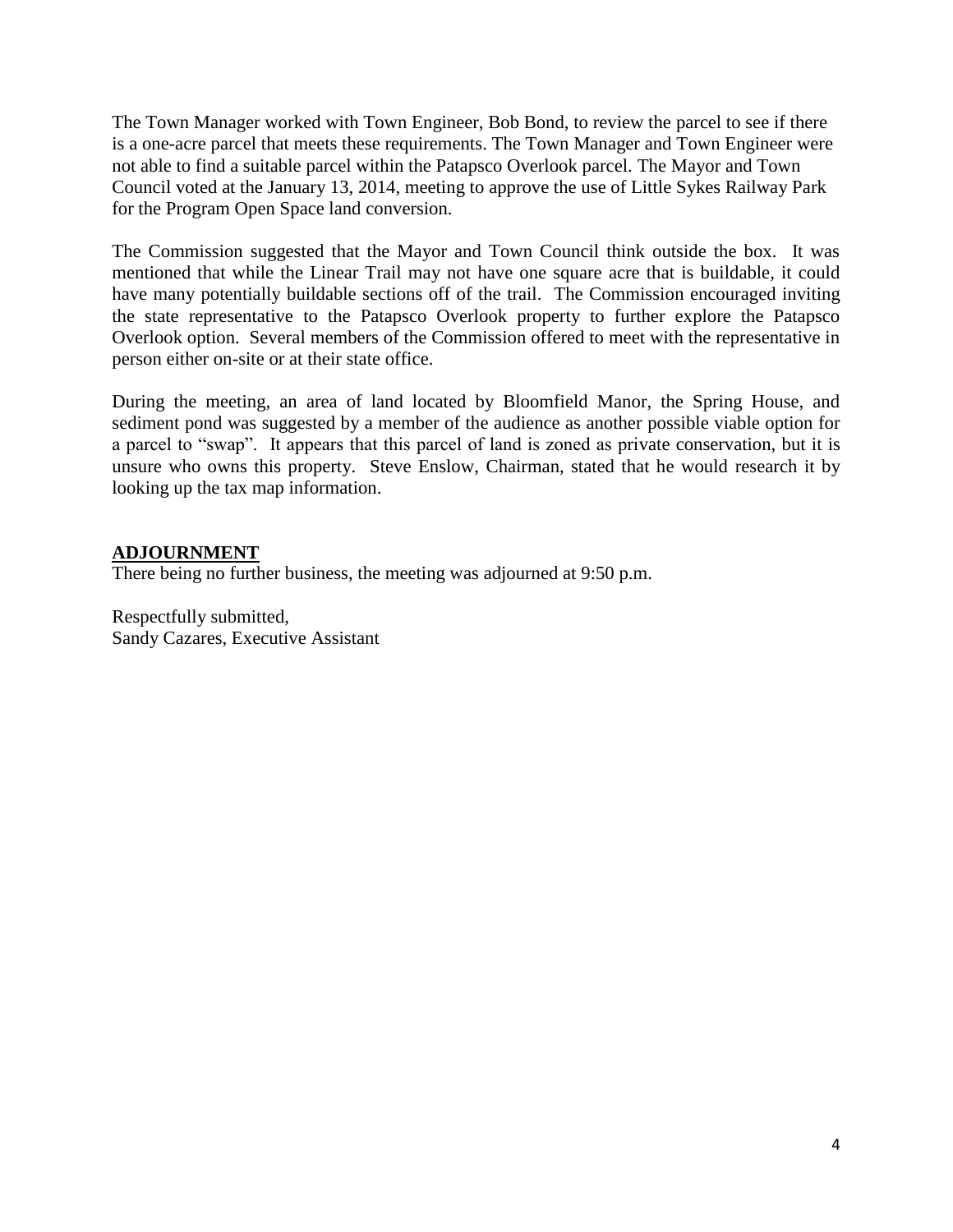The Town Manager worked with Town Engineer, Bob Bond, to review the parcel to see if there is a one-acre parcel that meets these requirements. The Town Manager and Town Engineer were not able to find a suitable parcel within the Patapsco Overlook parcel. The Mayor and Town Council voted at the January 13, 2014, meeting to approve the use of Little Sykes Railway Park for the Program Open Space land conversion.

The Commission suggested that the Mayor and Town Council think outside the box. It was mentioned that while the Linear Trail may not have one square acre that is buildable, it could have many potentially buildable sections off of the trail. The Commission encouraged inviting the state representative to the Patapsco Overlook property to further explore the Patapsco Overlook option. Several members of the Commission offered to meet with the representative in person either on-site or at their state office.

During the meeting, an area of land located by Bloomfield Manor, the Spring House, and sediment pond was suggested by a member of the audience as another possible viable option for a parcel to "swap". It appears that this parcel of land is zoned as private conservation, but it is unsure who owns this property. Steve Enslow, Chairman, stated that he would research it by looking up the tax map information.

## ADJOURNMENT

There being no further business, the meeting was adjourned at 9:50 p.m.

Respectfully submitted,
Sandy Cazares, Executive Assistant